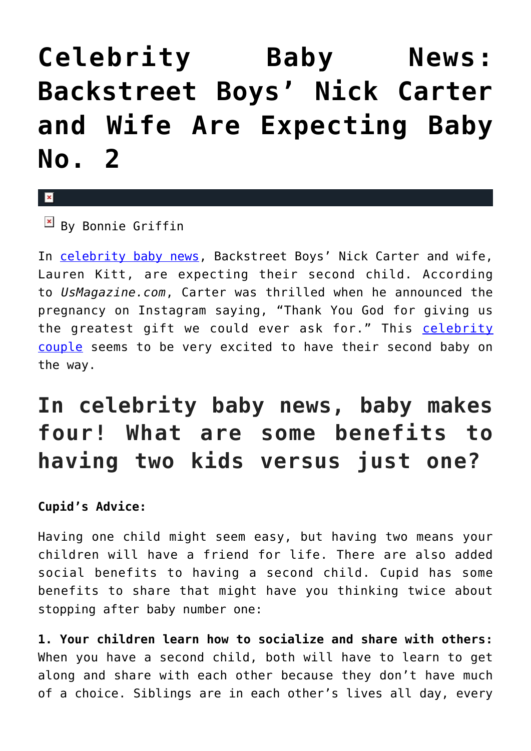# Celebrity Baby News: Backstreet Boys' Nick Carter and Wife Are Expecting Baby No. 2

By Bonnie Griffin

In celebrity baby news, Backstreet Boys' Nick Carter and wife, Lauren Kitt, are expecting their second child. According to *UsMagazine.com*, Carter was thrilled when he announced the pregnancy on Instagram saying, "Thank You God for giving us the greatest gift we could ever ask for." This celebrity couple seems to be very excited to have their second baby on the way.

## In celebrity baby news, baby makes four! What are some benefits to having two kids versus just one?

**Cupid's Advice:**

Having one child might seem easy, but having two means your children will have a friend for life. There are also added social benefits to having a second child. Cupid has some benefits to share that might have you thinking twice about stopping after baby number one:

**1. Your children learn how to socialize and share with others:** When you have a second child, both will have to learn to get along and share with each other because they don't have much of a choice. Siblings are in each other's lives all day, every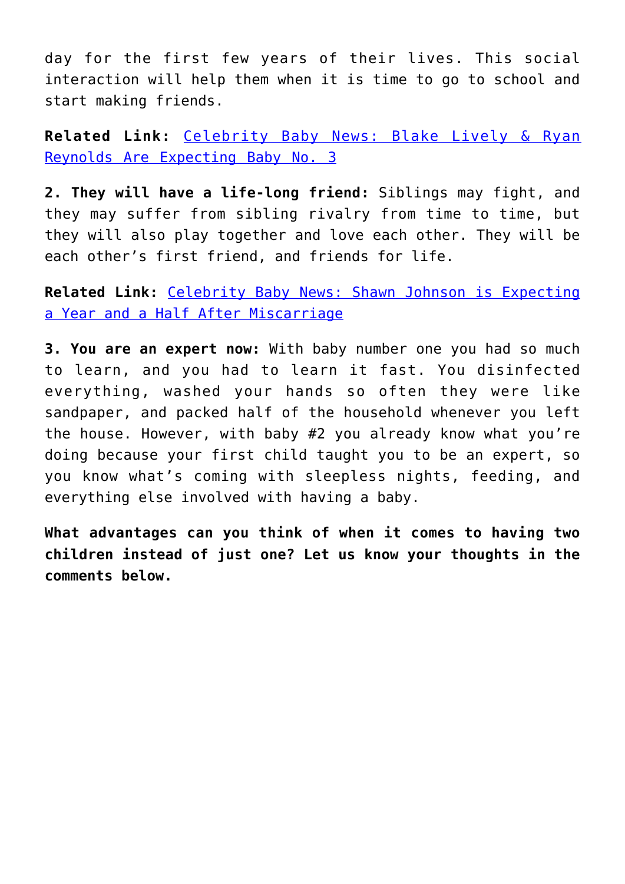day for the first few years of their lives. This social interaction will help them when it is time to go to school and start making friends.

**Related Link:** Celebrity Baby News: Blake Lively & Ryan Reynolds Are Expecting Baby No. 3

**2. They will have a life-long friend:** Siblings may fight, and they may suffer from sibling rivalry from time to time, but they will also play together and love each other. They will be each other's first friend, and friends for life.

**Related Link:** Celebrity Baby News: Shawn Johnson is Expecting a Year and a Half After Miscarriage

**3. You are an expert now:** With baby number one you had so much to learn, and you had to learn it fast. You disinfected everything, washed your hands so often they were like sandpaper, and packed half of the household whenever you left the house. However, with baby #2 you already know what you're doing because your first child taught you to be an expert, so you know what's coming with sleepless nights, feeding, and everything else involved with having a baby.

**What advantages can you think of when it comes to having two children instead of just one? Let us know your thoughts in the comments below.**